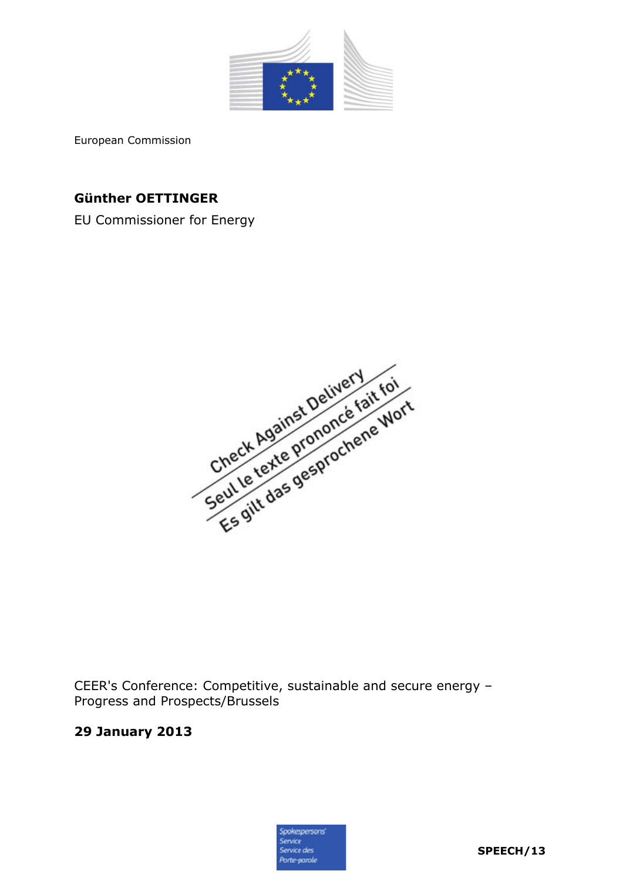European Commission

**Günther OETTINGER**

EU Commissioner for Energy

Check Against Delivery
Seul le texte prononcé fait foi
Es gilt das gesprochene Wort

CEER's Conference: Competitive, sustainable and secure energy – Progress and Prospects/Brussels

**29 January 2013**

Spokespersons' Service
Service des Porte-parole

**SPEECH/13**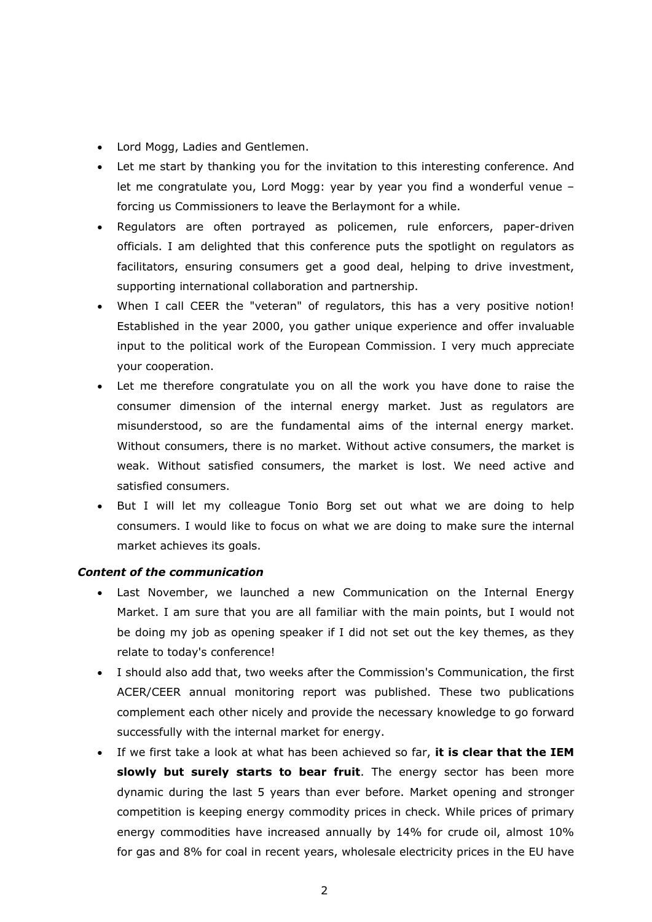- Lord Mogg, Ladies and Gentlemen.
- Let me start by thanking you for the invitation to this interesting conference. And let me congratulate you, Lord Mogg: year by year you find a wonderful venue – forcing us Commissioners to leave the Berlaymont for a while.
- Regulators are often portrayed as policemen, rule enforcers, paper-driven officials. I am delighted that this conference puts the spotlight on regulators as facilitators, ensuring consumers get a good deal, helping to drive investment, supporting international collaboration and partnership.
- When I call CEER the "veteran" of regulators, this has a very positive notion! Established in the year 2000, you gather unique experience and offer invaluable input to the political work of the European Commission. I very much appreciate your cooperation.
- Let me therefore congratulate you on all the work you have done to raise the consumer dimension of the internal energy market. Just as regulators are misunderstood, so are the fundamental aims of the internal energy market. Without consumers, there is no market. Without active consumers, the market is weak. Without satisfied consumers, the market is lost. We need active and satisfied consumers.
- But I will let my colleague Tonio Borg set out what we are doing to help consumers. I would like to focus on what we are doing to make sure the internal market achieves its goals.

***Content of the communication***

- Last November, we launched a new Communication on the Internal Energy Market. I am sure that you are all familiar with the main points, but I would not be doing my job as opening speaker if I did not set out the key themes, as they relate to today's conference!
- I should also add that, two weeks after the Commission's Communication, the first ACER/CEER annual monitoring report was published. These two publications complement each other nicely and provide the necessary knowledge to go forward successfully with the internal market for energy.
- If we first take a look at what has been achieved so far, **it is clear that the IEM slowly but surely starts to bear fruit**. The energy sector has been more dynamic during the last 5 years than ever before. Market opening and stronger competition is keeping energy commodity prices in check. While prices of primary energy commodities have increased annually by 14% for crude oil, almost 10% for gas and 8% for coal in recent years, wholesale electricity prices in the EU have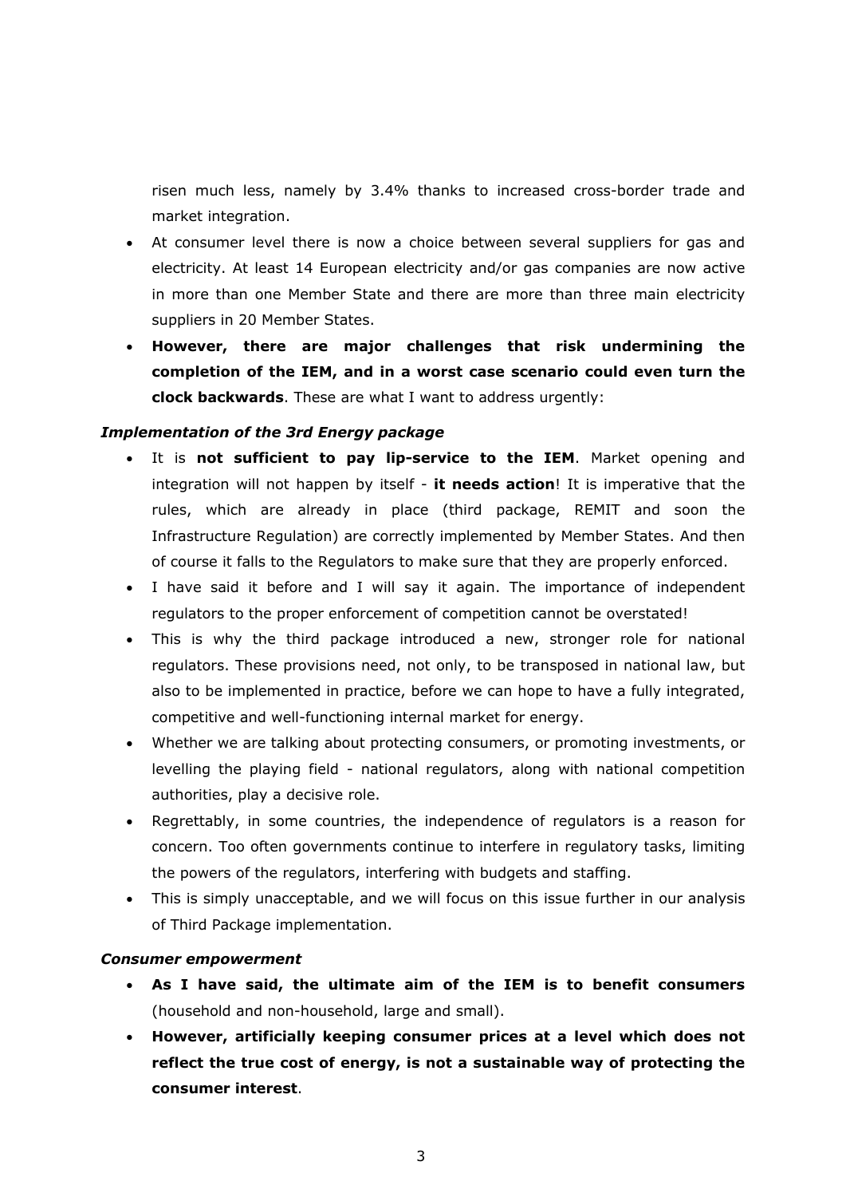risen much less, namely by 3.4% thanks to increased cross-border trade and market integration.

- At consumer level there is now a choice between several suppliers for gas and electricity. At least 14 European electricity and/or gas companies are now active in more than one Member State and there are more than three main electricity suppliers in 20 Member States.
- **However, there are major challenges that risk undermining the completion of the IEM, and in a worst case scenario could even turn the clock backwards**. These are what I want to address urgently:

***Implementation of the 3rd Energy package***

- It is **not sufficient to pay lip-service to the IEM**. Market opening and integration will not happen by itself - **it needs action**! It is imperative that the rules, which are already in place (third package, REMIT and soon the Infrastructure Regulation) are correctly implemented by Member States. And then of course it falls to the Regulators to make sure that they are properly enforced.
- I have said it before and I will say it again. The importance of independent regulators to the proper enforcement of competition cannot be overstated!
- This is why the third package introduced a new, stronger role for national regulators. These provisions need, not only, to be transposed in national law, but also to be implemented in practice, before we can hope to have a fully integrated, competitive and well-functioning internal market for energy.
- Whether we are talking about protecting consumers, or promoting investments, or levelling the playing field - national regulators, along with national competition authorities, play a decisive role.
- Regrettably, in some countries, the independence of regulators is a reason for concern. Too often governments continue to interfere in regulatory tasks, limiting the powers of the regulators, interfering with budgets and staffing.
- This is simply unacceptable, and we will focus on this issue further in our analysis of Third Package implementation.

***Consumer empowerment***

- **As I have said, the ultimate aim of the IEM is to benefit consumers** (household and non-household, large and small).
- **However, artificially keeping consumer prices at a level which does not reflect the true cost of energy, is not a sustainable way of protecting the consumer interest**.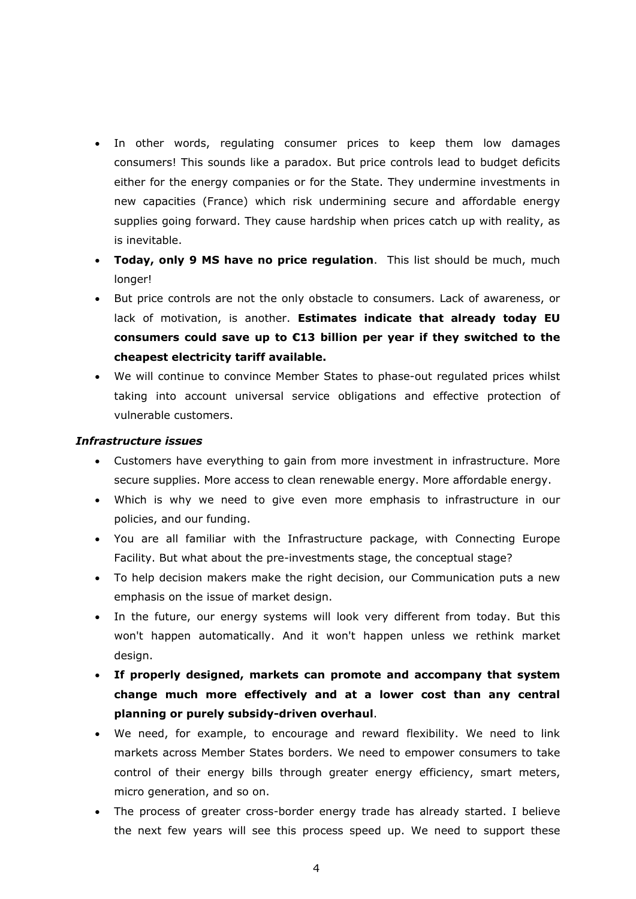- In other words, regulating consumer prices to keep them low damages consumers! This sounds like a paradox. But price controls lead to budget deficits either for the energy companies or for the State. They undermine investments in new capacities (France) which risk undermining secure and affordable energy supplies going forward. They cause hardship when prices catch up with reality, as is inevitable.
- **Today, only 9 MS have no price regulation**. This list should be much, much longer!
- But price controls are not the only obstacle to consumers. Lack of awareness, or lack of motivation, is another. **Estimates indicate that already today EU consumers could save up to €13 billion per year if they switched to the cheapest electricity tariff available.**
- We will continue to convince Member States to phase-out regulated prices whilst taking into account universal service obligations and effective protection of vulnerable customers.

***Infrastructure issues***

- Customers have everything to gain from more investment in infrastructure. More secure supplies. More access to clean renewable energy. More affordable energy.
- Which is why we need to give even more emphasis to infrastructure in our policies, and our funding.
- You are all familiar with the Infrastructure package, with Connecting Europe Facility. But what about the pre-investments stage, the conceptual stage?
- To help decision makers make the right decision, our Communication puts a new emphasis on the issue of market design.
- In the future, our energy systems will look very different from today. But this won't happen automatically. And it won't happen unless we rethink market design.
- **If properly designed, markets can promote and accompany that system change much more effectively and at a lower cost than any central planning or purely subsidy-driven overhaul**.
- We need, for example, to encourage and reward flexibility. We need to link markets across Member States borders. We need to empower consumers to take control of their energy bills through greater energy efficiency, smart meters, micro generation, and so on.
- The process of greater cross-border energy trade has already started. I believe the next few years will see this process speed up. We need to support these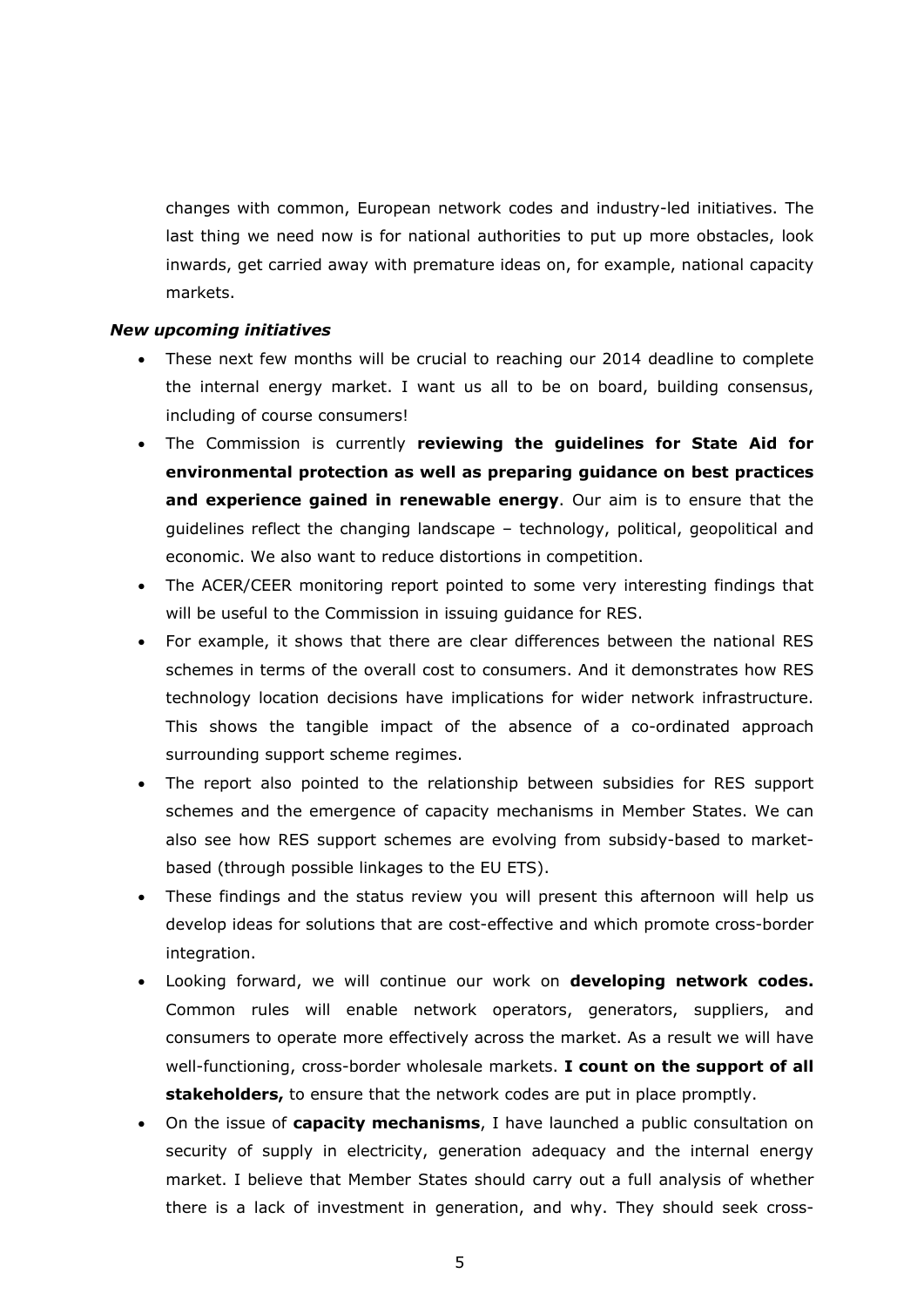changes with common, European network codes and industry-led initiatives. The last thing we need now is for national authorities to put up more obstacles, look inwards, get carried away with premature ideas on, for example, national capacity markets.

***New upcoming initiatives***

- These next few months will be crucial to reaching our 2014 deadline to complete the internal energy market. I want us all to be on board, building consensus, including of course consumers!
- The Commission is currently **reviewing the guidelines for State Aid for environmental protection as well as preparing guidance on best practices and experience gained in renewable energy**. Our aim is to ensure that the guidelines reflect the changing landscape – technology, political, geopolitical and economic. We also want to reduce distortions in competition.
- The ACER/CEER monitoring report pointed to some very interesting findings that will be useful to the Commission in issuing guidance for RES.
- For example, it shows that there are clear differences between the national RES schemes in terms of the overall cost to consumers. And it demonstrates how RES technology location decisions have implications for wider network infrastructure. This shows the tangible impact of the absence of a co-ordinated approach surrounding support scheme regimes.
- The report also pointed to the relationship between subsidies for RES support schemes and the emergence of capacity mechanisms in Member States. We can also see how RES support schemes are evolving from subsidy-based to market-based (through possible linkages to the EU ETS).
- These findings and the status review you will present this afternoon will help us develop ideas for solutions that are cost-effective and which promote cross-border integration.
- Looking forward, we will continue our work on **developing network codes.** Common rules will enable network operators, generators, suppliers, and consumers to operate more effectively across the market. As a result we will have well-functioning, cross-border wholesale markets. **I count on the support of all stakeholders,** to ensure that the network codes are put in place promptly.
- On the issue of **capacity mechanisms**, I have launched a public consultation on security of supply in electricity, generation adequacy and the internal energy market. I believe that Member States should carry out a full analysis of whether there is a lack of investment in generation, and why. They should seek cross-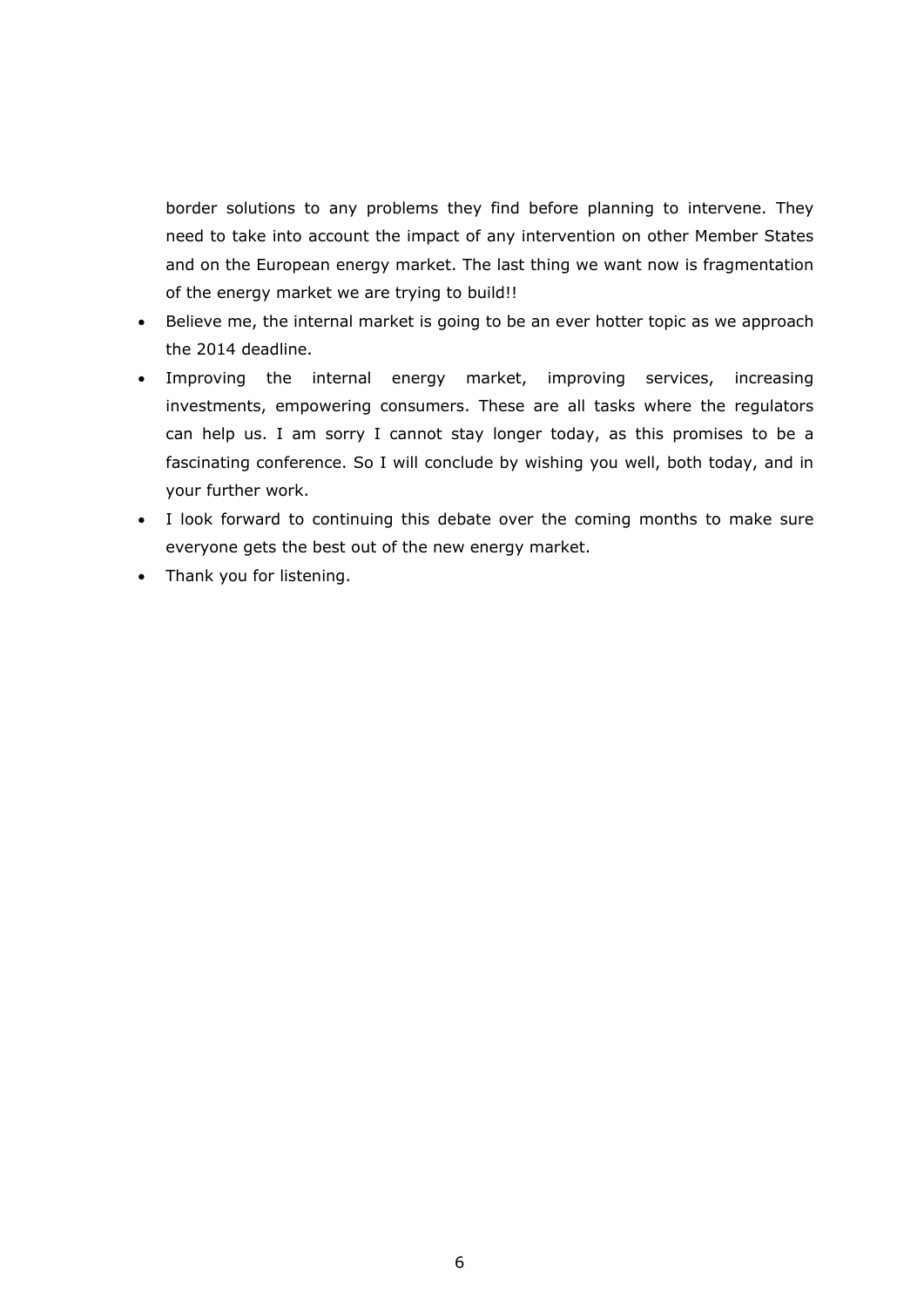border solutions to any problems they find before planning to intervene. They need to take into account the impact of any intervention on other Member States and on the European energy market. The last thing we want now is fragmentation of the energy market we are trying to build!!

- Believe me, the internal market is going to be an ever hotter topic as we approach the 2014 deadline.
- Improving the internal energy market, improving services, increasing investments, empowering consumers. These are all tasks where the regulators can help us. I am sorry I cannot stay longer today, as this promises to be a fascinating conference. So I will conclude by wishing you well, both today, and in your further work.
- I look forward to continuing this debate over the coming months to make sure everyone gets the best out of the new energy market.
- Thank you for listening.